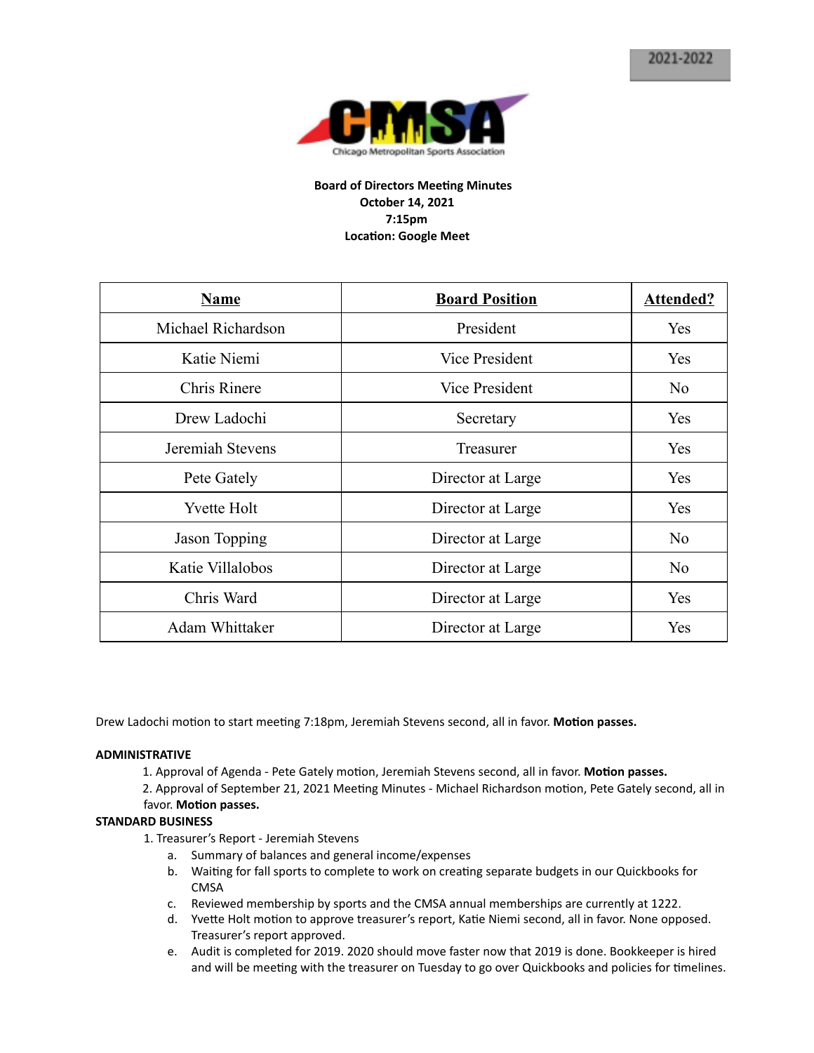2021-2022

CMSA

Chicago Metropolitan Sports Association

**Board of Directors Meeting Minutes**
**October 14, 2021**
**7:15pm**
**Location: Google Meet**

| Name | Board Position | Attended? |
|---|---|---|
| Michael Richardson | President | Yes |
| Katie Niemi | Vice President | Yes |
| Chris Rinere | Vice President | No |
| Drew Ladochi | Secretary | Yes |
| Jeremiah Stevens | Treasurer | Yes |
| Pete Gately | Director at Large | Yes |
| Yvette Holt | Director at Large | Yes |
| Jason Topping | Director at Large | No |
| Katie Villalobos | Director at Large | No |
| Chris Ward | Director at Large | Yes |
| Adam Whittaker | Director at Large | Yes |

Drew Ladochi motion to start meeting 7:18pm, Jeremiah Stevens second, all in favor. **Motion passes.**

**ADMINISTRATIVE**

1. Approval of Agenda - Pete Gately motion, Jeremiah Stevens second, all in favor. **Motion passes.**
2. Approval of September 21, 2021 Meeting Minutes - Michael Richardson motion, Pete Gately second, all in favor. **Motion passes.**

**STANDARD BUSINESS**

1. Treasurer's Report - Jeremiah Stevens
    a. Summary of balances and general income/expenses
    b. Waiting for fall sports to complete to work on creating separate budgets in our Quickbooks for CMSA
    c. Reviewed membership by sports and the CMSA annual memberships are currently at 1222.
    d. Yvette Holt motion to approve treasurer's report, Katie Niemi second, all in favor. None opposed. Treasurer's report approved.
    e. Audit is completed for 2019. 2020 should move faster now that 2019 is done. Bookkeeper is hired and will be meeting with the treasurer on Tuesday to go over Quickbooks and policies for timelines.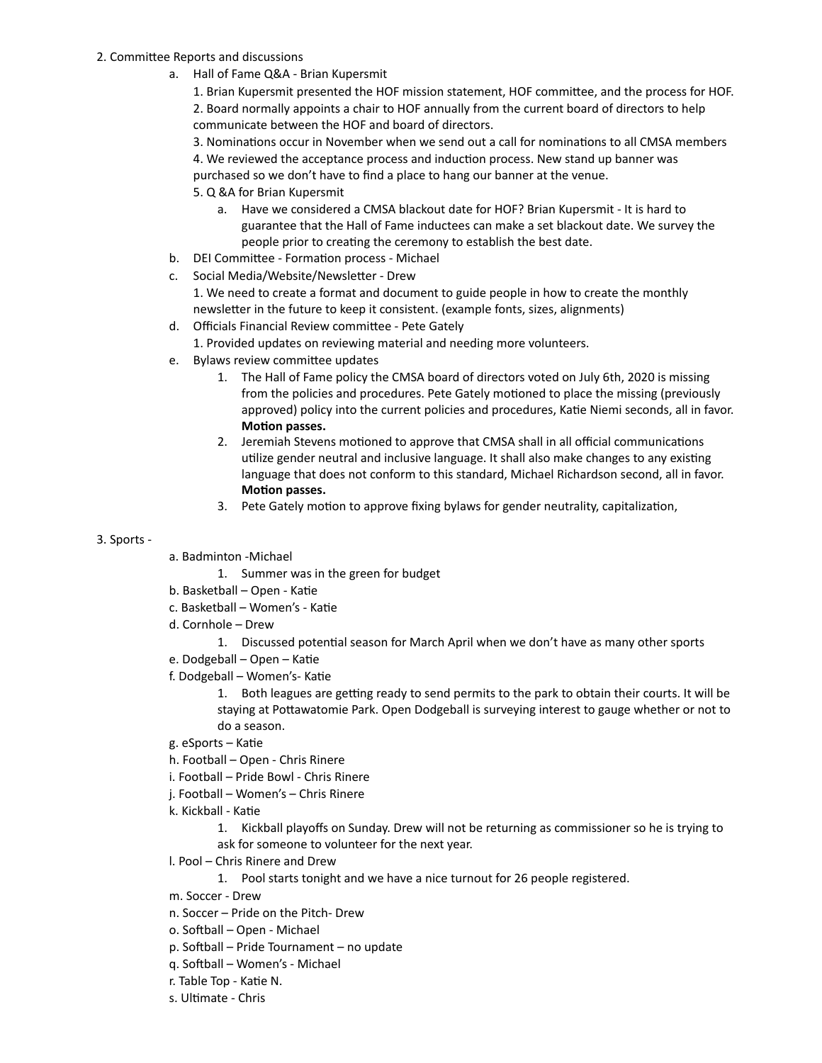2. Committee Reports and discussions

   a. Hall of Fame Q&A - Brian Kupersmit

      1. Brian Kupersmit presented the HOF mission statement, HOF committee, and the process for HOF.
      2. Board normally appoints a chair to HOF annually from the current board of directors to help communicate between the HOF and board of directors.
      3. Nominations occur in November when we send out a call for nominations to all CMSA members
      4. We reviewed the acceptance process and induction process. New stand up banner was purchased so we don't have to find a place to hang our banner at the venue.
      5. Q &A for Brian Kupersmit
         a. Have we considered a CMSA blackout date for HOF? Brian Kupersmit - It is hard to guarantee that the Hall of Fame inductees can make a set blackout date. We survey the people prior to creating the ceremony to establish the best date.

   b. DEI Committee - Formation process - Michael

   c. Social Media/Website/Newsletter - Drew

      1. We need to create a format and document to guide people in how to create the monthly newsletter in the future to keep it consistent. (example fonts, sizes, alignments)

   d. Officials Financial Review committee - Pete Gately

      1. Provided updates on reviewing material and needing more volunteers.

   e. Bylaws review committee updates

      1. The Hall of Fame policy the CMSA board of directors voted on July 6th, 2020 is missing from the policies and procedures. Pete Gately motioned to place the missing (previously approved) policy into the current policies and procedures, Katie Niemi seconds, all in favor. **Motion passes.**
      2. Jeremiah Stevens motioned to approve that CMSA shall in all official communications utilize gender neutral and inclusive language. It shall also make changes to any existing language that does not conform to this standard, Michael Richardson second, all in favor. **Motion passes.**
      3. Pete Gately motion to approve fixing bylaws for gender neutrality, capitalization,

3. Sports -

   a. Badminton -Michael
      1. Summer was in the green for budget

   b. Basketball – Open - Katie

   c. Basketball – Women's - Katie

   d. Cornhole – Drew
      1. Discussed potential season for March April when we don't have as many other sports

   e. Dodgeball – Open – Katie

   f. Dodgeball – Women's- Katie
      1. Both leagues are getting ready to send permits to the park to obtain their courts. It will be staying at Pottawatomie Park. Open Dodgeball is surveying interest to gauge whether or not to do a season.

   g. eSports – Katie

   h. Football – Open - Chris Rinere

   i. Football – Pride Bowl - Chris Rinere

   j. Football – Women's – Chris Rinere

   k. Kickball - Katie
      1. Kickball playoffs on Sunday. Drew will not be returning as commissioner so he is trying to ask for someone to volunteer for the next year.

   l. Pool – Chris Rinere and Drew
      1. Pool starts tonight and we have a nice turnout for 26 people registered.

   m. Soccer - Drew

   n. Soccer – Pride on the Pitch- Drew

   o. Softball – Open - Michael

   p. Softball – Pride Tournament – no update

   q. Softball – Women's - Michael

   r. Table Top - Katie N.

   s. Ultimate - Chris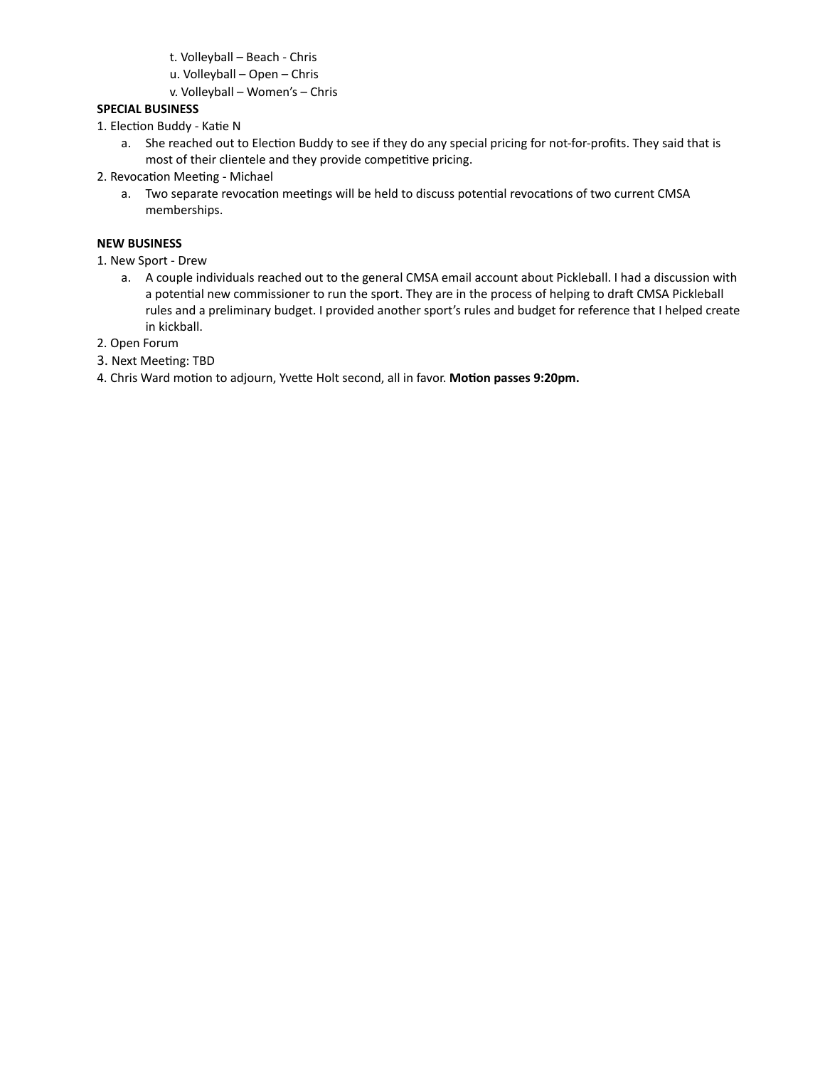t. Volleyball – Beach - Chris
u. Volleyball – Open – Chris
v. Volleyball – Women's – Chris

**SPECIAL BUSINESS**

1. Election Buddy - Katie N
   a. She reached out to Election Buddy to see if they do any special pricing for not-for-profits. They said that is most of their clientele and they provide competitive pricing.
2. Revocation Meeting - Michael
   a. Two separate revocation meetings will be held to discuss potential revocations of two current CMSA memberships.

**NEW BUSINESS**

1. New Sport - Drew
   a. A couple individuals reached out to the general CMSA email account about Pickleball. I had a discussion with a potential new commissioner to run the sport. They are in the process of helping to draft CMSA Pickleball rules and a preliminary budget. I provided another sport's rules and budget for reference that I helped create in kickball.
2. Open Forum
3. Next Meeting: TBD
4. Chris Ward motion to adjourn, Yvette Holt second, all in favor. **Motion passes 9:20pm.**